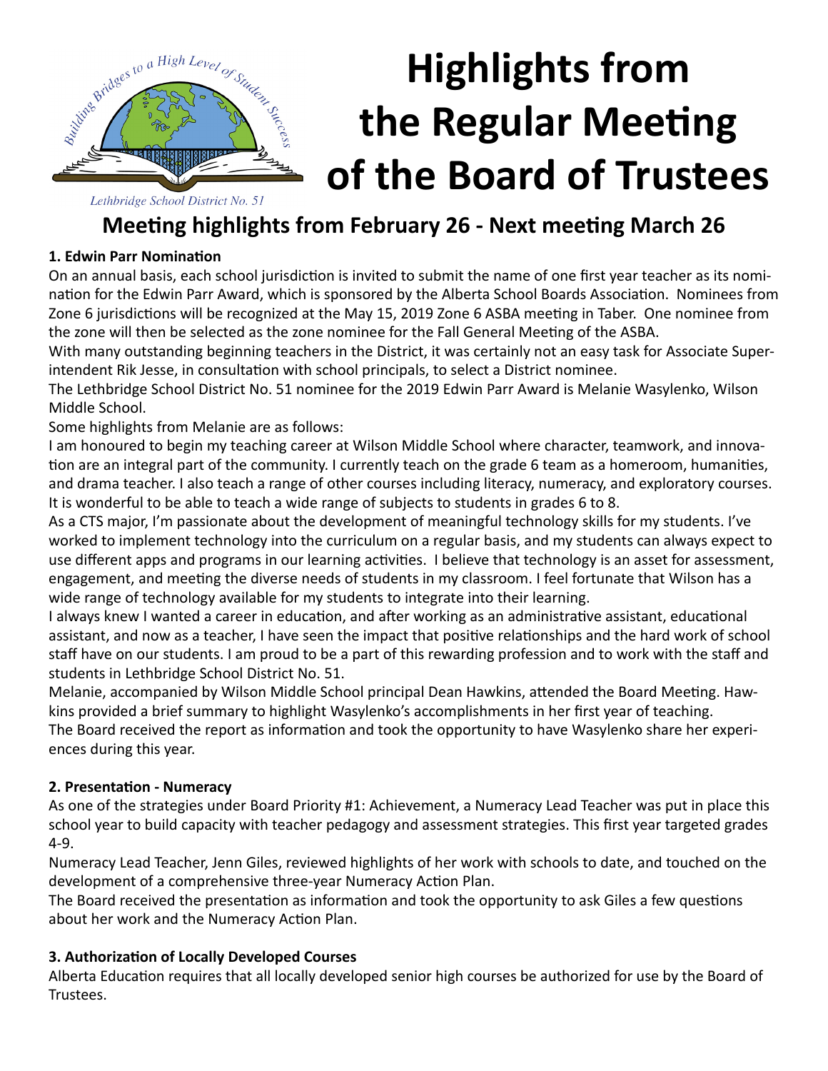Lethbridge School District No. 51

# Highlights from the Regular Meeting of the Board of Trustees

## Meeting highlights from February 26 - Next meeting March 26

### 1. Edwin Parr Nomination

On an annual basis, each school jurisdiction is invited to submit the name of one first year teacher as its nomination for the Edwin Parr Award, which is sponsored by the Alberta School Boards Association. Nominees from Zone 6 jurisdictions will be recognized at the May 15, 2019 Zone 6 ASBA meeting in Taber. One nominee from the zone will then be selected as the zone nominee for the Fall General Meeting of the ASBA.

With many outstanding beginning teachers in the District, it was certainly not an easy task for Associate Superintendent Rik Jesse, in consultation with school principals, to select a District nominee.

The Lethbridge School District No. 51 nominee for the 2019 Edwin Parr Award is Melanie Wasylenko, Wilson Middle School.

Some highlights from Melanie are as follows:

I am honoured to begin my teaching career at Wilson Middle School where character, teamwork, and innovation are an integral part of the community. I currently teach on the grade 6 team as a homeroom, humanities, and drama teacher. I also teach a range of other courses including literacy, numeracy, and exploratory courses. It is wonderful to be able to teach a wide range of subjects to students in grades 6 to 8.

As a CTS major, I'm passionate about the development of meaningful technology skills for my students. I've worked to implement technology into the curriculum on a regular basis, and my students can always expect to use different apps and programs in our learning activities. I believe that technology is an asset for assessment, engagement, and meeting the diverse needs of students in my classroom. I feel fortunate that Wilson has a wide range of technology available for my students to integrate into their learning.

I always knew I wanted a career in education, and after working as an administrative assistant, educational assistant, and now as a teacher, I have seen the impact that positive relationships and the hard work of school staff have on our students. I am proud to be a part of this rewarding profession and to work with the staff and students in Lethbridge School District No. 51.

Melanie, accompanied by Wilson Middle School principal Dean Hawkins, attended the Board Meeting. Hawkins provided a brief summary to highlight Wasylenko's accomplishments in her first year of teaching.

The Board received the report as information and took the opportunity to have Wasylenko share her experiences during this year.

### 2. Presentation - Numeracy

As one of the strategies under Board Priority #1: Achievement, a Numeracy Lead Teacher was put in place this school year to build capacity with teacher pedagogy and assessment strategies. This first year targeted grades 4-9.

Numeracy Lead Teacher, Jenn Giles, reviewed highlights of her work with schools to date, and touched on the development of a comprehensive three-year Numeracy Action Plan.

The Board received the presentation as information and took the opportunity to ask Giles a few questions about her work and the Numeracy Action Plan.

### 3. Authorization of Locally Developed Courses

Alberta Education requires that all locally developed senior high courses be authorized for use by the Board of Trustees.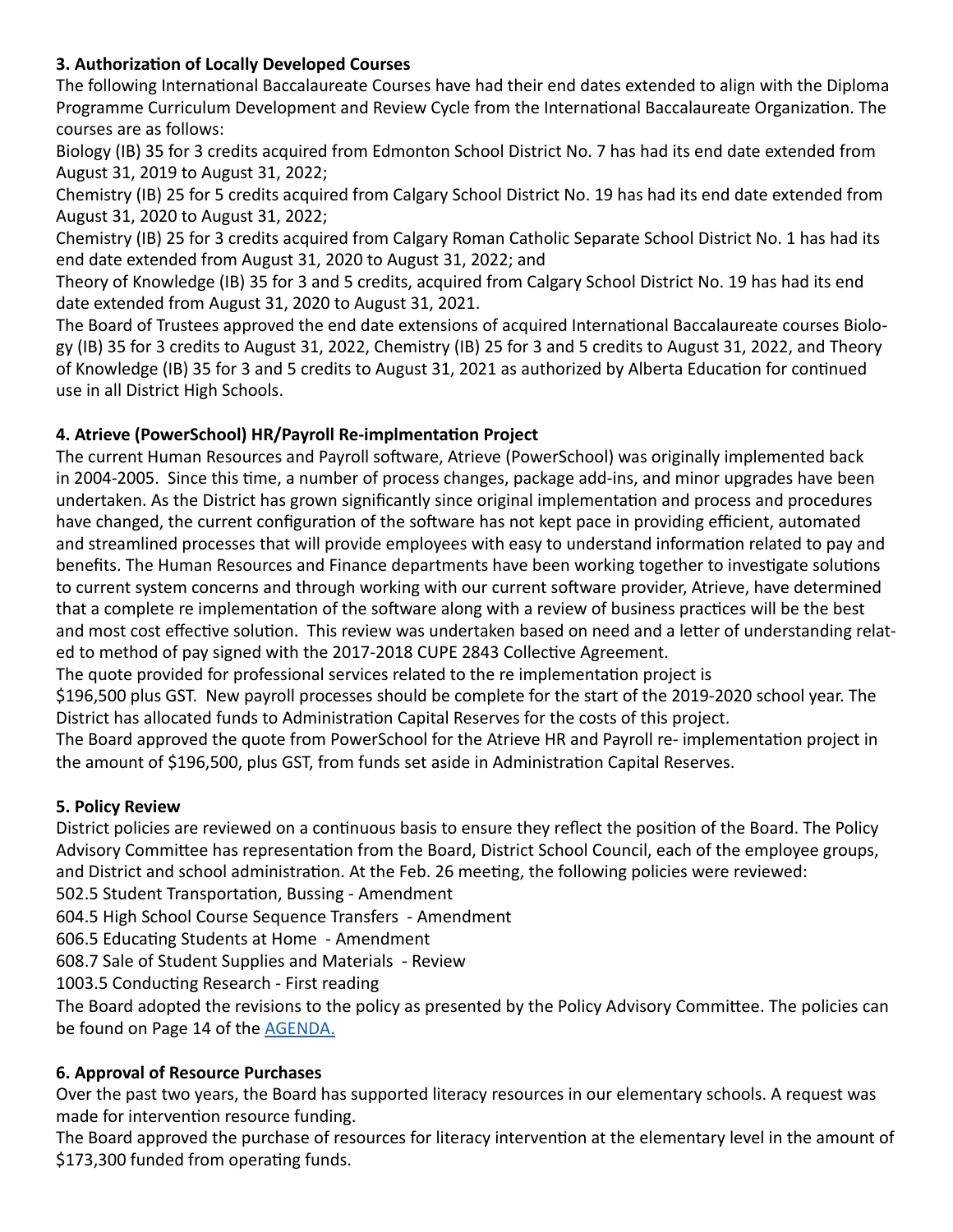### 3. Authorization of Locally Developed Courses

The following International Baccalaureate Courses have had their end dates extended to align with the Diploma Programme Curriculum Development and Review Cycle from the International Baccalaureate Organization. The courses are as follows:

Biology (IB) 35 for 3 credits acquired from Edmonton School District No. 7 has had its end date extended from August 31, 2019 to August 31, 2022;

Chemistry (IB) 25 for 5 credits acquired from Calgary School District No. 19 has had its end date extended from August 31, 2020 to August 31, 2022;

Chemistry (IB) 25 for 3 credits acquired from Calgary Roman Catholic Separate School District No. 1 has had its end date extended from August 31, 2020 to August 31, 2022; and

Theory of Knowledge (IB) 35 for 3 and 5 credits, acquired from Calgary School District No. 19 has had its end date extended from August 31, 2020 to August 31, 2021.

The Board of Trustees approved the end date extensions of acquired International Baccalaureate courses Biology (IB) 35 for 3 credits to August 31, 2022, Chemistry (IB) 25 for 3 and 5 credits to August 31, 2022, and Theory of Knowledge (IB) 35 for 3 and 5 credits to August 31, 2021 as authorized by Alberta Education for continued use in all District High Schools.

### 4. Atrieve (PowerSchool) HR/Payroll Re-implmentation Project

The current Human Resources and Payroll software, Atrieve (PowerSchool) was originally implemented back in 2004-2005. Since this time, a number of process changes, package add-ins, and minor upgrades have been undertaken. As the District has grown significantly since original implementation and process and procedures have changed, the current configuration of the software has not kept pace in providing efficient, automated and streamlined processes that will provide employees with easy to understand information related to pay and benefits. The Human Resources and Finance departments have been working together to investigate solutions to current system concerns and through working with our current software provider, Atrieve, have determined that a complete re implementation of the software along with a review of business practices will be the best and most cost effective solution. This review was undertaken based on need and a letter of understanding related to method of pay signed with the 2017-2018 CUPE 2843 Collective Agreement.

The quote provided for professional services related to the re implementation project is $196,500 plus GST. New payroll processes should be complete for the start of the 2019-2020 school year. The District has allocated funds to Administration Capital Reserves for the costs of this project.

The Board approved the quote from PowerSchool for the Atrieve HR and Payroll re- implementation project in the amount of $196,500, plus GST, from funds set aside in Administration Capital Reserves.

### 5. Policy Review

District policies are reviewed on a continuous basis to ensure they reflect the position of the Board. The Policy Advisory Committee has representation from the Board, District School Council, each of the employee groups, and District and school administration. At the Feb. 26 meeting, the following policies were reviewed:

502.5 Student Transportation, Bussing - Amendment

604.5 High School Course Sequence Transfers - Amendment

606.5 Educating Students at Home - Amendment

608.7 Sale of Student Supplies and Materials - Review

1003.5 Conducting Research - First reading

The Board adopted the revisions to the policy as presented by the Policy Advisory Committee. The policies can be found on Page 14 of the AGENDA.

### 6. Approval of Resource Purchases

Over the past two years, the Board has supported literacy resources in our elementary schools. A request was made for intervention resource funding.

The Board approved the purchase of resources for literacy intervention at the elementary level in the amount of $173,300 funded from operating funds.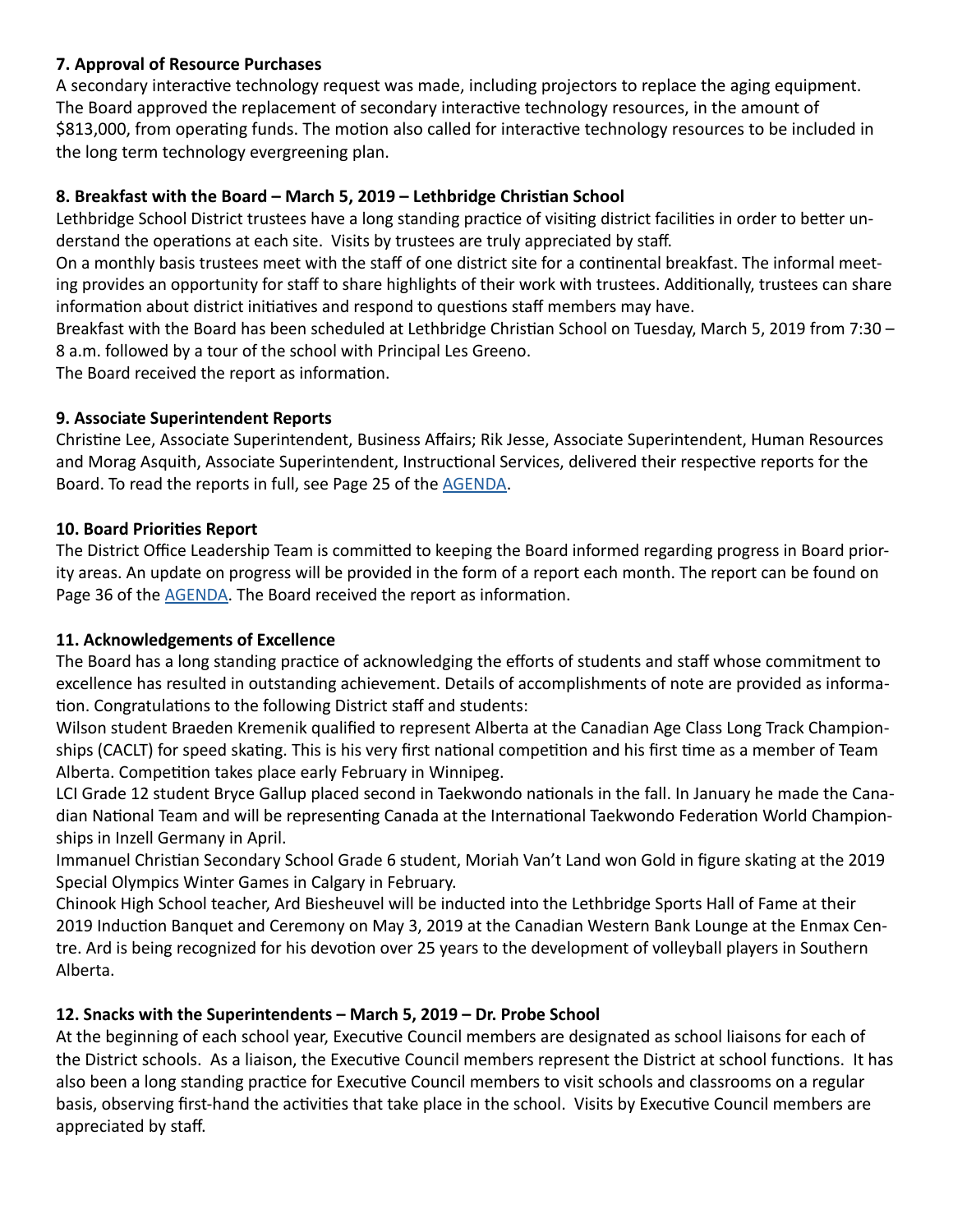**7. Approval of Resource Purchases**

A secondary interactive technology request was made, including projectors to replace the aging equipment. The Board approved the replacement of secondary interactive technology resources, in the amount of $813,000, from operating funds. The motion also called for interactive technology resources to be included in the long term technology evergreening plan.

**8. Breakfast with the Board – March 5, 2019 – Lethbridge Christian School**

Lethbridge School District trustees have a long standing practice of visiting district facilities in order to better understand the operations at each site. Visits by trustees are truly appreciated by staff.

On a monthly basis trustees meet with the staff of one district site for a continental breakfast. The informal meeting provides an opportunity for staff to share highlights of their work with trustees. Additionally, trustees can share information about district initiatives and respond to questions staff members may have.

Breakfast with the Board has been scheduled at Lethbridge Christian School on Tuesday, March 5, 2019 from 7:30 – 8 a.m. followed by a tour of the school with Principal Les Greeno.

The Board received the report as information.

**9. Associate Superintendent Reports**

Christine Lee, Associate Superintendent, Business Affairs; Rik Jesse, Associate Superintendent, Human Resources and Morag Asquith, Associate Superintendent, Instructional Services, delivered their respective reports for the Board. To read the reports in full, see Page 25 of the AGENDA.

**10. Board Priorities Report**

The District Office Leadership Team is committed to keeping the Board informed regarding progress in Board priority areas. An update on progress will be provided in the form of a report each month. The report can be found on Page 36 of the AGENDA. The Board received the report as information.

**11. Acknowledgements of Excellence**

The Board has a long standing practice of acknowledging the efforts of students and staff whose commitment to excellence has resulted in outstanding achievement. Details of accomplishments of note are provided as information. Congratulations to the following District staff and students:

Wilson student Braeden Kremenik qualified to represent Alberta at the Canadian Age Class Long Track Championships (CACLT) for speed skating. This is his very first national competition and his first time as a member of Team Alberta. Competition takes place early February in Winnipeg.

LCI Grade 12 student Bryce Gallup placed second in Taekwondo nationals in the fall. In January he made the Canadian National Team and will be representing Canada at the International Taekwondo Federation World Championships in Inzell Germany in April.

Immanuel Christian Secondary School Grade 6 student, Moriah Van't Land won Gold in figure skating at the 2019 Special Olympics Winter Games in Calgary in February.

Chinook High School teacher, Ard Biesheuvel will be inducted into the Lethbridge Sports Hall of Fame at their 2019 Induction Banquet and Ceremony on May 3, 2019 at the Canadian Western Bank Lounge at the Enmax Centre. Ard is being recognized for his devotion over 25 years to the development of volleyball players in Southern Alberta.

**12. Snacks with the Superintendents – March 5, 2019 – Dr. Probe School**

At the beginning of each school year, Executive Council members are designated as school liaisons for each of the District schools. As a liaison, the Executive Council members represent the District at school functions. It has also been a long standing practice for Executive Council members to visit schools and classrooms on a regular basis, observing first-hand the activities that take place in the school. Visits by Executive Council members are appreciated by staff.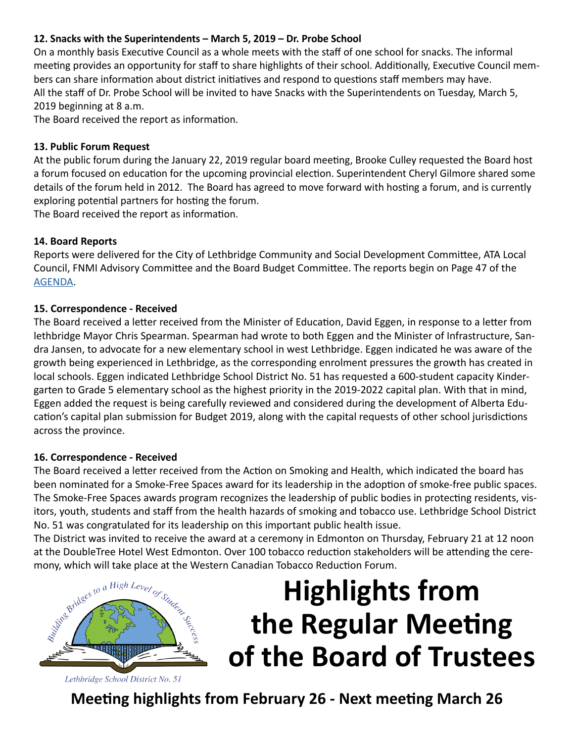**12. Snacks with the Superintendents – March 5, 2019 – Dr. Probe School**

On a monthly basis Executive Council as a whole meets with the staff of one school for snacks. The informal meeting provides an opportunity for staff to share highlights of their school. Additionally, Executive Council members can share information about district initiatives and respond to questions staff members may have.

All the staff of Dr. Probe School will be invited to have Snacks with the Superintendents on Tuesday, March 5, 2019 beginning at 8 a.m.

The Board received the report as information.

**13. Public Forum Request**

At the public forum during the January 22, 2019 regular board meeting, Brooke Culley requested the Board host a forum focused on education for the upcoming provincial election. Superintendent Cheryl Gilmore shared some details of the forum held in 2012. The Board has agreed to move forward with hosting a forum, and is currently exploring potential partners for hosting the forum.

The Board received the report as information.

**14. Board Reports**

Reports were delivered for the City of Lethbridge Community and Social Development Committee, ATA Local Council, FNMI Advisory Committee and the Board Budget Committee. The reports begin on Page 47 of the AGENDA.

**15. Correspondence - Received**

The Board received a letter received from the Minister of Education, David Eggen, in response to a letter from lethbridge Mayor Chris Spearman. Spearman had wrote to both Eggen and the Minister of Infrastructure, Sandra Jansen, to advocate for a new elementary school in west Lethbridge. Eggen indicated he was aware of the growth being experienced in Lethbridge, as the corresponding enrolment pressures the growth has created in local schools. Eggen indicated Lethbridge School District No. 51 has requested a 600-student capacity Kindergarten to Grade 5 elementary school as the highest priority in the 2019-2022 capital plan. With that in mind, Eggen added the request is being carefully reviewed and considered during the development of Alberta Education's capital plan submission for Budget 2019, along with the capital requests of other school jurisdictions across the province.

**16. Correspondence - Received**

The Board received a letter received from the Action on Smoking and Health, which indicated the board has been nominated for a Smoke-Free Spaces award for its leadership in the adoption of smoke-free public spaces. The Smoke-Free Spaces awards program recognizes the leadership of public bodies in protecting residents, visitors, youth, students and staff from the health hazards of smoking and tobacco use. Lethbridge School District No. 51 was congratulated for its leadership on this important public health issue.

The District was invited to receive the award at a ceremony in Edmonton on Thursday, February 21 at 12 noon at the DoubleTree Hotel West Edmonton. Over 100 tobacco reduction stakeholders will be attending the ceremony, which will take place at the Western Canadian Tobacco Reduction Forum.

Building Bridges to a High Level of Student Success

Lethbridge School District No. 51

# Highlights from the Regular Meeting of the Board of Trustees

## Meeting highlights from February 26 - Next meeting March 26